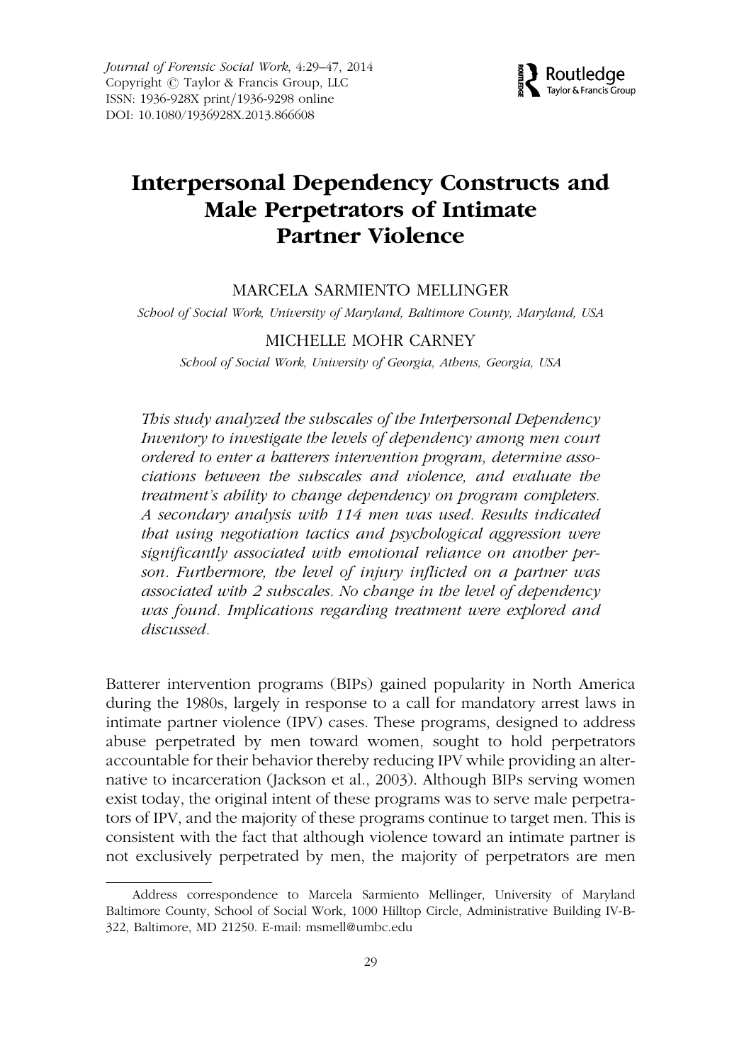Journal of Forensic Social Work, 4:29–47, 2014
Copyright © Taylor & Francis Group, LLC
ISSN: 1936-928X print/1936-9298 online
DOI: 10.1080/1936928X.2013.866608

# Interpersonal Dependency Constructs and Male Perpetrators of Intimate Partner Violence

MARCELA SARMIENTO MELLINGER

*School of Social Work, University of Maryland, Baltimore County, Maryland, USA*

MICHELLE MOHR CARNEY

*School of Social Work, University of Georgia, Athens, Georgia, USA*

*This study analyzed the subscales of the Interpersonal Dependency Inventory to investigate the levels of dependency among men court ordered to enter a batterers intervention program, determine associations between the subscales and violence, and evaluate the treatment's ability to change dependency on program completers. A secondary analysis with 114 men was used. Results indicated that using negotiation tactics and psychological aggression were significantly associated with emotional reliance on another person. Furthermore, the level of injury inflicted on a partner was associated with 2 subscales. No change in the level of dependency was found. Implications regarding treatment were explored and discussed.*

Batterer intervention programs (BIPs) gained popularity in North America during the 1980s, largely in response to a call for mandatory arrest laws in intimate partner violence (IPV) cases. These programs, designed to address abuse perpetrated by men toward women, sought to hold perpetrators accountable for their behavior thereby reducing IPV while providing an alternative to incarceration (Jackson et al., 2003). Although BIPs serving women exist today, the original intent of these programs was to serve male perpetrators of IPV, and the majority of these programs continue to target men. This is consistent with the fact that although violence toward an intimate partner is not exclusively perpetrated by men, the majority of perpetrators are men

Address correspondence to Marcela Sarmiento Mellinger, University of Maryland Baltimore County, School of Social Work, 1000 Hilltop Circle, Administrative Building IV-B-322, Baltimore, MD 21250. E-mail: msmell@umbc.edu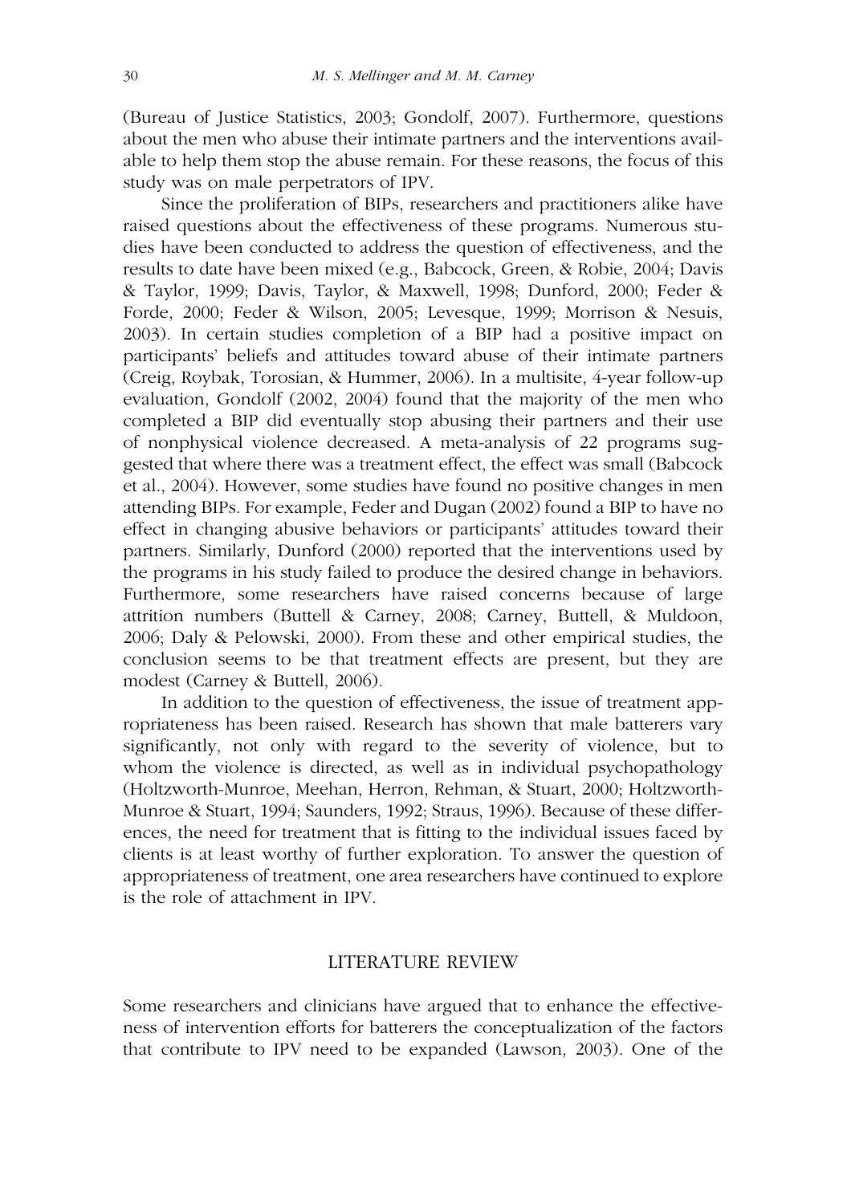(Bureau of Justice Statistics, 2003; Gondolf, 2007). Furthermore, questions about the men who abuse their intimate partners and the interventions available to help them stop the abuse remain. For these reasons, the focus of this study was on male perpetrators of IPV.

Since the proliferation of BIPs, researchers and practitioners alike have raised questions about the effectiveness of these programs. Numerous studies have been conducted to address the question of effectiveness, and the results to date have been mixed (e.g., Babcock, Green, & Robie, 2004; Davis & Taylor, 1999; Davis, Taylor, & Maxwell, 1998; Dunford, 2000; Feder & Forde, 2000; Feder & Wilson, 2005; Levesque, 1999; Morrison & Nesuis, 2003). In certain studies completion of a BIP had a positive impact on participants' beliefs and attitudes toward abuse of their intimate partners (Creig, Roybak, Torosian, & Hummer, 2006). In a multisite, 4-year follow-up evaluation, Gondolf (2002, 2004) found that the majority of the men who completed a BIP did eventually stop abusing their partners and their use of nonphysical violence decreased. A meta-analysis of 22 programs suggested that where there was a treatment effect, the effect was small (Babcock et al., 2004). However, some studies have found no positive changes in men attending BIPs. For example, Feder and Dugan (2002) found a BIP to have no effect in changing abusive behaviors or participants' attitudes toward their partners. Similarly, Dunford (2000) reported that the interventions used by the programs in his study failed to produce the desired change in behaviors. Furthermore, some researchers have raised concerns because of large attrition numbers (Buttell & Carney, 2008; Carney, Buttell, & Muldoon, 2006; Daly & Pelowski, 2000). From these and other empirical studies, the conclusion seems to be that treatment effects are present, but they are modest (Carney & Buttell, 2006).

In addition to the question of effectiveness, the issue of treatment appropriateness has been raised. Research has shown that male batterers vary significantly, not only with regard to the severity of violence, but to whom the violence is directed, as well as in individual psychopathology (Holtzworth-Munroe, Meehan, Herron, Rehman, & Stuart, 2000; Holtzworth-Munroe & Stuart, 1994; Saunders, 1992; Straus, 1996). Because of these differences, the need for treatment that is fitting to the individual issues faced by clients is at least worthy of further exploration. To answer the question of appropriateness of treatment, one area researchers have continued to explore is the role of attachment in IPV.

## LITERATURE REVIEW

Some researchers and clinicians have argued that to enhance the effectiveness of intervention efforts for batterers the conceptualization of the factors that contribute to IPV need to be expanded (Lawson, 2003). One of the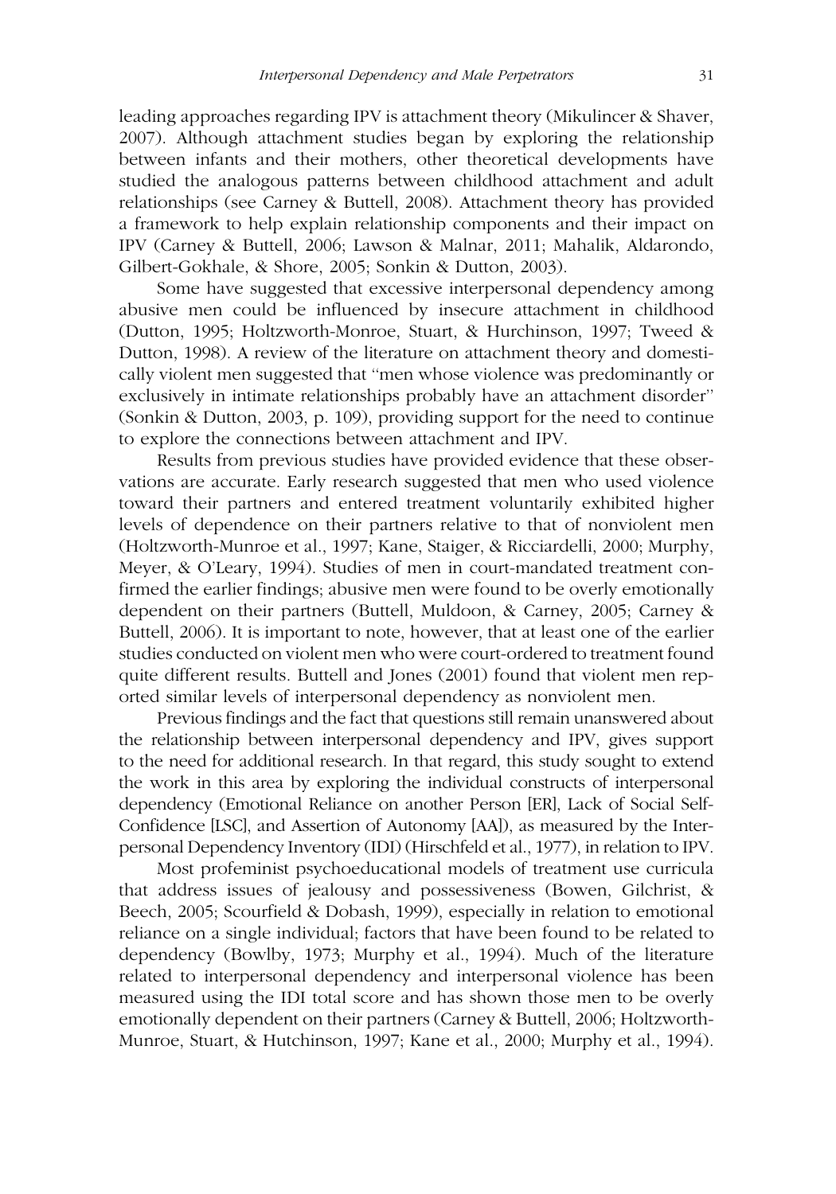leading approaches regarding IPV is attachment theory (Mikulincer & Shaver, 2007). Although attachment studies began by exploring the relationship between infants and their mothers, other theoretical developments have studied the analogous patterns between childhood attachment and adult relationships (see Carney & Buttell, 2008). Attachment theory has provided a framework to help explain relationship components and their impact on IPV (Carney & Buttell, 2006; Lawson & Malnar, 2011; Mahalik, Aldarondo, Gilbert-Gokhale, & Shore, 2005; Sonkin & Dutton, 2003).

Some have suggested that excessive interpersonal dependency among abusive men could be influenced by insecure attachment in childhood (Dutton, 1995; Holtzworth-Monroe, Stuart, & Hurchinson, 1997; Tweed & Dutton, 1998). A review of the literature on attachment theory and domestically violent men suggested that "men whose violence was predominantly or exclusively in intimate relationships probably have an attachment disorder" (Sonkin & Dutton, 2003, p. 109), providing support for the need to continue to explore the connections between attachment and IPV.

Results from previous studies have provided evidence that these observations are accurate. Early research suggested that men who used violence toward their partners and entered treatment voluntarily exhibited higher levels of dependence on their partners relative to that of nonviolent men (Holtzworth-Munroe et al., 1997; Kane, Staiger, & Ricciardelli, 2000; Murphy, Meyer, & O'Leary, 1994). Studies of men in court-mandated treatment confirmed the earlier findings; abusive men were found to be overly emotionally dependent on their partners (Buttell, Muldoon, & Carney, 2005; Carney & Buttell, 2006). It is important to note, however, that at least one of the earlier studies conducted on violent men who were court-ordered to treatment found quite different results. Buttell and Jones (2001) found that violent men reported similar levels of interpersonal dependency as nonviolent men.

Previous findings and the fact that questions still remain unanswered about the relationship between interpersonal dependency and IPV, gives support to the need for additional research. In that regard, this study sought to extend the work in this area by exploring the individual constructs of interpersonal dependency (Emotional Reliance on another Person [ER], Lack of Social Self-Confidence [LSC], and Assertion of Autonomy [AA]), as measured by the Interpersonal Dependency Inventory (IDI) (Hirschfeld et al., 1977), in relation to IPV.

Most profeminist psychoeducational models of treatment use curricula that address issues of jealousy and possessiveness (Bowen, Gilchrist, & Beech, 2005; Scourfield & Dobash, 1999), especially in relation to emotional reliance on a single individual; factors that have been found to be related to dependency (Bowlby, 1973; Murphy et al., 1994). Much of the literature related to interpersonal dependency and interpersonal violence has been measured using the IDI total score and has shown those men to be overly emotionally dependent on their partners (Carney & Buttell, 2006; Holtzworth-Munroe, Stuart, & Hutchinson, 1997; Kane et al., 2000; Murphy et al., 1994).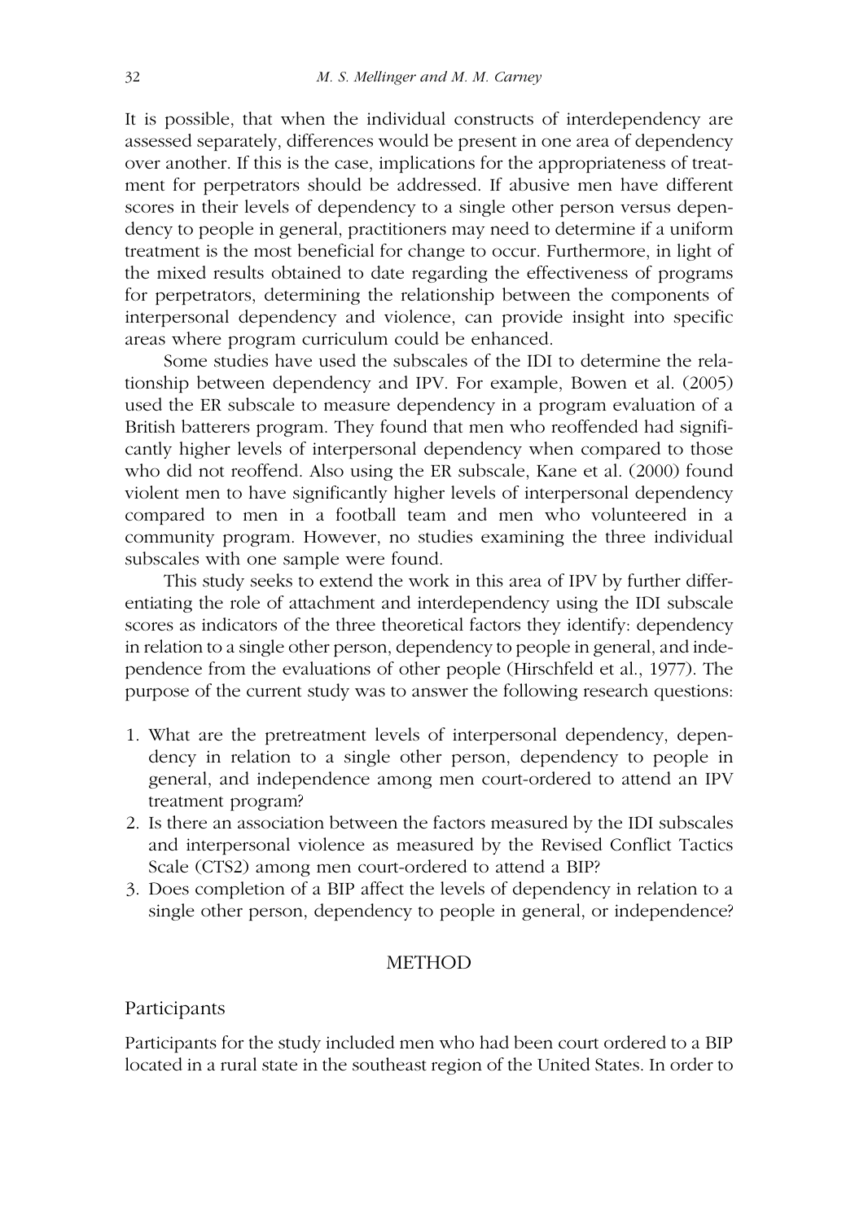It is possible, that when the individual constructs of interdependency are assessed separately, differences would be present in one area of dependency over another. If this is the case, implications for the appropriateness of treatment for perpetrators should be addressed. If abusive men have different scores in their levels of dependency to a single other person versus dependency to people in general, practitioners may need to determine if a uniform treatment is the most beneficial for change to occur. Furthermore, in light of the mixed results obtained to date regarding the effectiveness of programs for perpetrators, determining the relationship between the components of interpersonal dependency and violence, can provide insight into specific areas where program curriculum could be enhanced.

Some studies have used the subscales of the IDI to determine the relationship between dependency and IPV. For example, Bowen et al. (2005) used the ER subscale to measure dependency in a program evaluation of a British batterers program. They found that men who reoffended had significantly higher levels of interpersonal dependency when compared to those who did not reoffend. Also using the ER subscale, Kane et al. (2000) found violent men to have significantly higher levels of interpersonal dependency compared to men in a football team and men who volunteered in a community program. However, no studies examining the three individual subscales with one sample were found.

This study seeks to extend the work in this area of IPV by further differentiating the role of attachment and interdependency using the IDI subscale scores as indicators of the three theoretical factors they identify: dependency in relation to a single other person, dependency to people in general, and independence from the evaluations of other people (Hirschfeld et al., 1977). The purpose of the current study was to answer the following research questions:

1. What are the pretreatment levels of interpersonal dependency, dependency in relation to a single other person, dependency to people in general, and independence among men court-ordered to attend an IPV treatment program?
2. Is there an association between the factors measured by the IDI subscales and interpersonal violence as measured by the Revised Conflict Tactics Scale (CTS2) among men court-ordered to attend a BIP?
3. Does completion of a BIP affect the levels of dependency in relation to a single other person, dependency to people in general, or independence?

## METHOD

### Participants

Participants for the study included men who had been court ordered to a BIP located in a rural state in the southeast region of the United States. In order to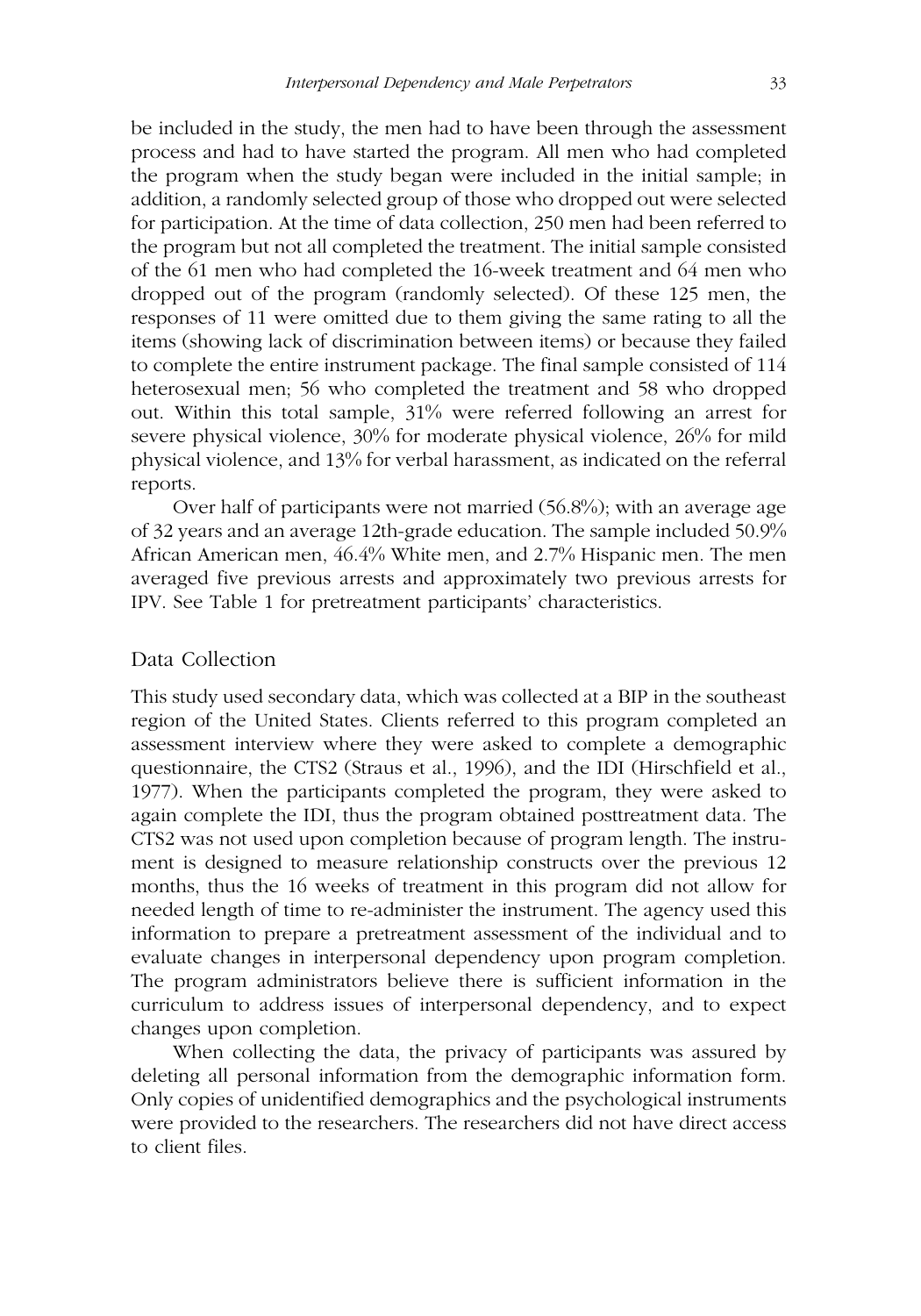be included in the study, the men had to have been through the assessment process and had to have started the program. All men who had completed the program when the study began were included in the initial sample; in addition, a randomly selected group of those who dropped out were selected for participation. At the time of data collection, 250 men had been referred to the program but not all completed the treatment. The initial sample consisted of the 61 men who had completed the 16-week treatment and 64 men who dropped out of the program (randomly selected). Of these 125 men, the responses of 11 were omitted due to them giving the same rating to all the items (showing lack of discrimination between items) or because they failed to complete the entire instrument package. The final sample consisted of 114 heterosexual men; 56 who completed the treatment and 58 who dropped out. Within this total sample, 31% were referred following an arrest for severe physical violence, 30% for moderate physical violence, 26% for mild physical violence, and 13% for verbal harassment, as indicated on the referral reports.

Over half of participants were not married (56.8%); with an average age of 32 years and an average 12th-grade education. The sample included 50.9% African American men, 46.4% White men, and 2.7% Hispanic men. The men averaged five previous arrests and approximately two previous arrests for IPV. See Table 1 for pretreatment participants' characteristics.

## Data Collection

This study used secondary data, which was collected at a BIP in the southeast region of the United States. Clients referred to this program completed an assessment interview where they were asked to complete a demographic questionnaire, the CTS2 (Straus et al., 1996), and the IDI (Hirschfield et al., 1977). When the participants completed the program, they were asked to again complete the IDI, thus the program obtained posttreatment data. The CTS2 was not used upon completion because of program length. The instrument is designed to measure relationship constructs over the previous 12 months, thus the 16 weeks of treatment in this program did not allow for needed length of time to re-administer the instrument. The agency used this information to prepare a pretreatment assessment of the individual and to evaluate changes in interpersonal dependency upon program completion. The program administrators believe there is sufficient information in the curriculum to address issues of interpersonal dependency, and to expect changes upon completion.

When collecting the data, the privacy of participants was assured by deleting all personal information from the demographic information form. Only copies of unidentified demographics and the psychological instruments were provided to the researchers. The researchers did not have direct access to client files.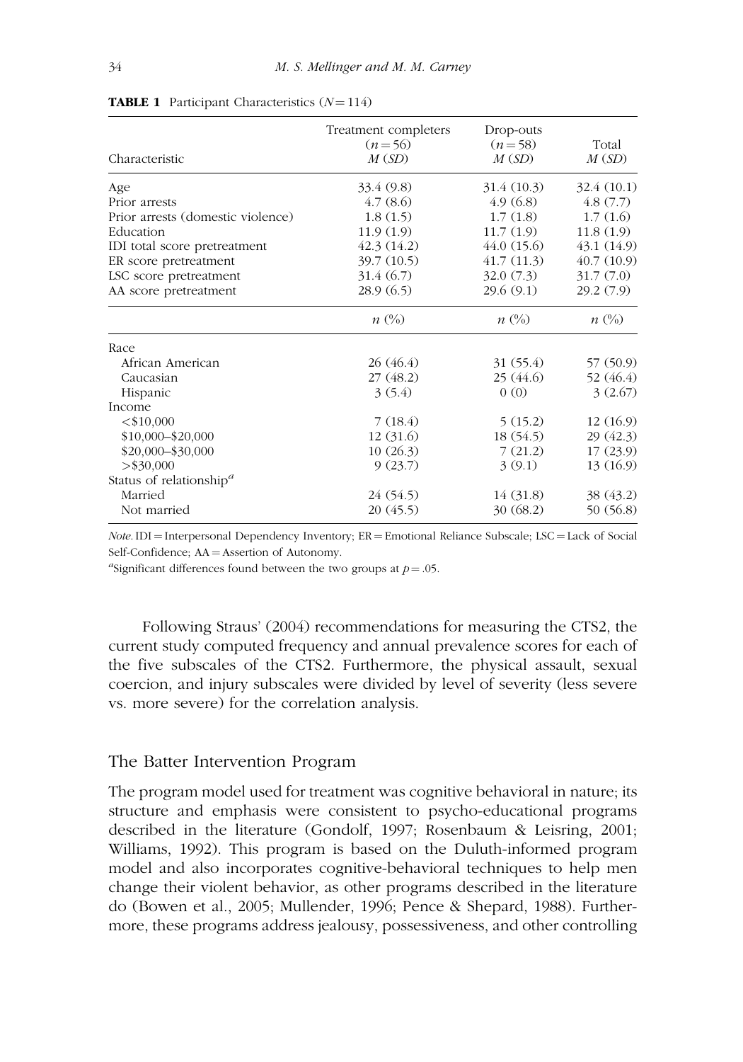**TABLE 1** Participant Characteristics ($N = 114$)

| Characteristic | Treatment completers ($n = 56$) $M$ ($SD$) | Drop-outs ($n = 58$) $M$ ($SD$) | Total $M$ ($SD$) |
|---|---|---|---|
| Age | 33.4 (9.8) | 31.4 (10.3) | 32.4 (10.1) |
| Prior arrests | 4.7 (8.6) | 4.9 (6.8) | 4.8 (7.7) |
| Prior arrests (domestic violence) | 1.8 (1.5) | 1.7 (1.8) | 1.7 (1.6) |
| Education | 11.9 (1.9) | 11.7 (1.9) | 11.8 (1.9) |
| IDI total score pretreatment | 42.3 (14.2) | 44.0 (15.6) | 43.1 (14.9) |
| ER score pretreatment | 39.7 (10.5) | 41.7 (11.3) | 40.7 (10.9) |
| LSC score pretreatment | 31.4 (6.7) | 32.0 (7.3) | 31.7 (7.0) |
| AA score pretreatment | 28.9 (6.5) | 29.6 (9.1) | 29.2 (7.9) |
| | $n$ (%) | $n$ (%) | $n$ (%) |
| Race | | | |
| African American | 26 (46.4) | 31 (55.4) | 57 (50.9) |
| Caucasian | 27 (48.2) | 25 (44.6) | 52 (46.4) |
| Hispanic | 3 (5.4) | 0 (0) | 3 (2.67) |
| Income | | | |
| <$10,000 | 7 (18.4) | 5 (15.2) | 12 (16.9) |
| $10,000–$20,000 | 12 (31.6) | 18 (54.5) | 29 (42.3) |
| $20,000–$30,000 | 10 (26.3) | 7 (21.2) | 17 (23.9) |
| >$30,000 | 9 (23.7) | 3 (9.1) | 13 (16.9) |
| Status of relationship[a] | | | |
| Married | 24 (54.5) | 14 (31.8) | 38 (43.2) |
| Not married | 20 (45.5) | 30 (68.2) | 50 (56.8) |

*Note.* IDI = Interpersonal Dependency Inventory; ER = Emotional Reliance Subscale; LSC = Lack of Social Self-Confidence; AA = Assertion of Autonomy.

[a]Significant differences found between the two groups at $p = .05$.

Following Straus' (2004) recommendations for measuring the CTS2, the current study computed frequency and annual prevalence scores for each of the five subscales of the CTS2. Furthermore, the physical assault, sexual coercion, and injury subscales were divided by level of severity (less severe vs. more severe) for the correlation analysis.

## The Batter Intervention Program

The program model used for treatment was cognitive behavioral in nature; its structure and emphasis were consistent to psycho-educational programs described in the literature (Gondolf, 1997; Rosenbaum & Leisring, 2001; Williams, 1992). This program is based on the Duluth-informed program model and also incorporates cognitive-behavioral techniques to help men change their violent behavior, as other programs described in the literature do (Bowen et al., 2005; Mullender, 1996; Pence & Shepard, 1988). Furthermore, these programs address jealousy, possessiveness, and other controlling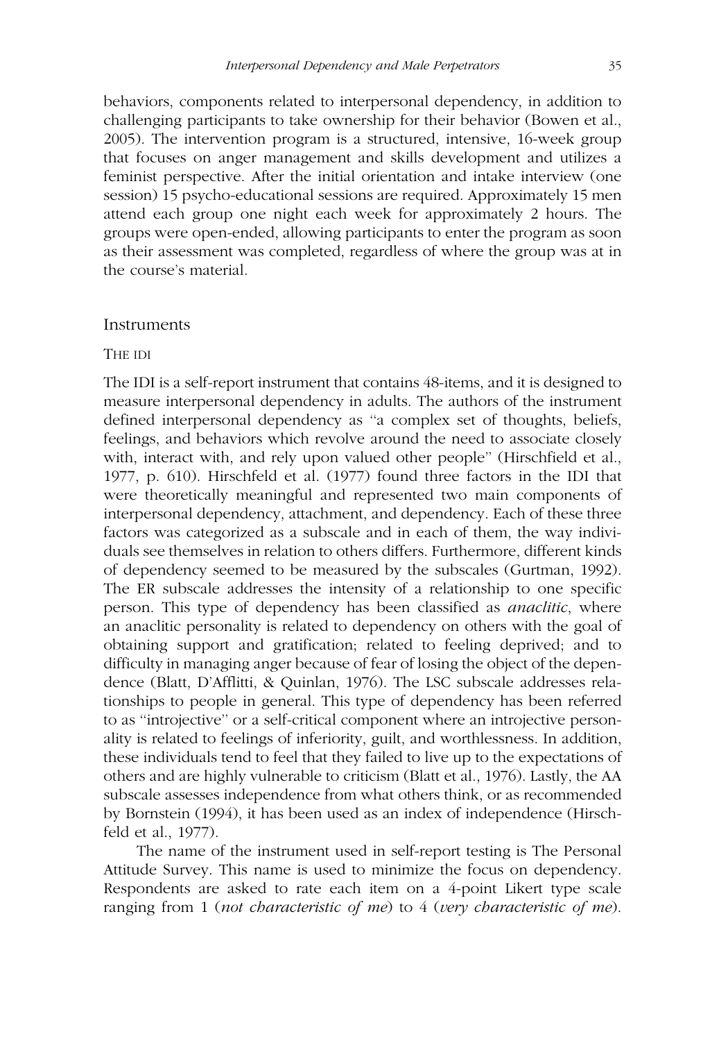behaviors, components related to interpersonal dependency, in addition to challenging participants to take ownership for their behavior (Bowen et al., 2005). The intervention program is a structured, intensive, 16-week group that focuses on anger management and skills development and utilizes a feminist perspective. After the initial orientation and intake interview (one session) 15 psycho-educational sessions are required. Approximately 15 men attend each group one night each week for approximately 2 hours. The groups were open-ended, allowing participants to enter the program as soon as their assessment was completed, regardless of where the group was at in the course's material.

## Instruments

### The IDI

The IDI is a self-report instrument that contains 48-items, and it is designed to measure interpersonal dependency in adults. The authors of the instrument defined interpersonal dependency as "a complex set of thoughts, beliefs, feelings, and behaviors which revolve around the need to associate closely with, interact with, and rely upon valued other people" (Hirschfield et al., 1977, p. 610). Hirschfeld et al. (1977) found three factors in the IDI that were theoretically meaningful and represented two main components of interpersonal dependency, attachment, and dependency. Each of these three factors was categorized as a subscale and in each of them, the way individuals see themselves in relation to others differs. Furthermore, different kinds of dependency seemed to be measured by the subscales (Gurtman, 1992). The ER subscale addresses the intensity of a relationship to one specific person. This type of dependency has been classified as *anaclitic*, where an anaclitic personality is related to dependency on others with the goal of obtaining support and gratification; related to feeling deprived; and to difficulty in managing anger because of fear of losing the object of the dependence (Blatt, D'Afflitti, & Quinlan, 1976). The LSC subscale addresses relationships to people in general. This type of dependency has been referred to as "introjective" or a self-critical component where an introjective personality is related to feelings of inferiority, guilt, and worthlessness. In addition, these individuals tend to feel that they failed to live up to the expectations of others and are highly vulnerable to criticism (Blatt et al., 1976). Lastly, the AA subscale assesses independence from what others think, or as recommended by Bornstein (1994), it has been used as an index of independence (Hirschfeld et al., 1977).

The name of the instrument used in self-report testing is The Personal Attitude Survey. This name is used to minimize the focus on dependency. Respondents are asked to rate each item on a 4-point Likert type scale ranging from 1 (*not characteristic of me*) to 4 (*very characteristic of me*).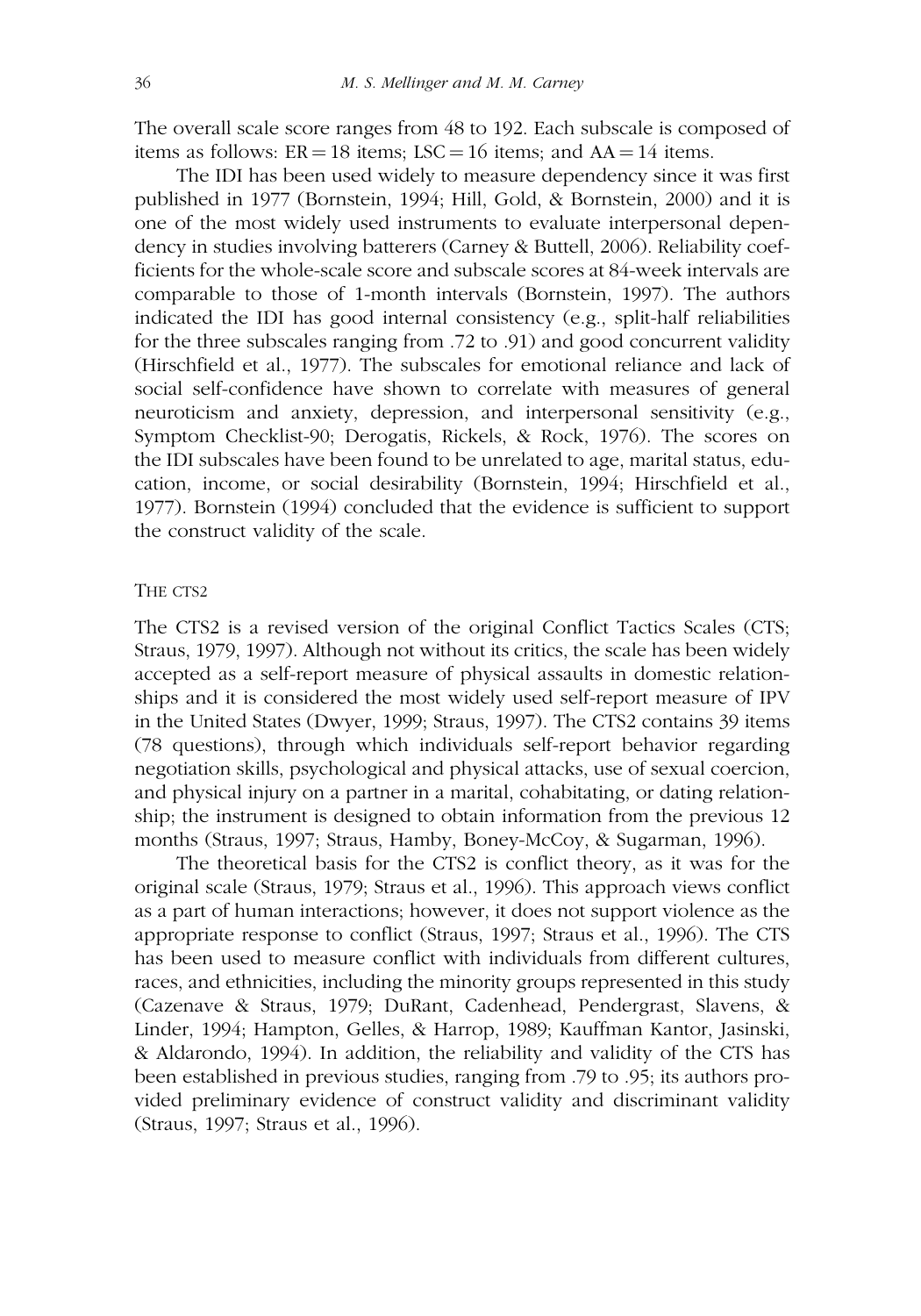The overall scale score ranges from 48 to 192. Each subscale is composed of items as follows: ER = 18 items; LSC = 16 items; and AA = 14 items.

The IDI has been used widely to measure dependency since it was first published in 1977 (Bornstein, 1994; Hill, Gold, & Bornstein, 2000) and it is one of the most widely used instruments to evaluate interpersonal dependency in studies involving batterers (Carney & Buttell, 2006). Reliability coefficients for the whole-scale score and subscale scores at 84-week intervals are comparable to those of 1-month intervals (Bornstein, 1997). The authors indicated the IDI has good internal consistency (e.g., split-half reliabilities for the three subscales ranging from .72 to .91) and good concurrent validity (Hirschfield et al., 1977). The subscales for emotional reliance and lack of social self-confidence have shown to correlate with measures of general neuroticism and anxiety, depression, and interpersonal sensitivity (e.g., Symptom Checklist-90; Derogatis, Rickels, & Rock, 1976). The scores on the IDI subscales have been found to be unrelated to age, marital status, education, income, or social desirability (Bornstein, 1994; Hirschfield et al., 1977). Bornstein (1994) concluded that the evidence is sufficient to support the construct validity of the scale.

### THE CTS2

The CTS2 is a revised version of the original Conflict Tactics Scales (CTS; Straus, 1979, 1997). Although not without its critics, the scale has been widely accepted as a self-report measure of physical assaults in domestic relationships and it is considered the most widely used self-report measure of IPV in the United States (Dwyer, 1999; Straus, 1997). The CTS2 contains 39 items (78 questions), through which individuals self-report behavior regarding negotiation skills, psychological and physical attacks, use of sexual coercion, and physical injury on a partner in a marital, cohabitating, or dating relationship; the instrument is designed to obtain information from the previous 12 months (Straus, 1997; Straus, Hamby, Boney-McCoy, & Sugarman, 1996).

The theoretical basis for the CTS2 is conflict theory, as it was for the original scale (Straus, 1979; Straus et al., 1996). This approach views conflict as a part of human interactions; however, it does not support violence as the appropriate response to conflict (Straus, 1997; Straus et al., 1996). The CTS has been used to measure conflict with individuals from different cultures, races, and ethnicities, including the minority groups represented in this study (Cazenave & Straus, 1979; DuRant, Cadenhead, Pendergrast, Slavens, & Linder, 1994; Hampton, Gelles, & Harrop, 1989; Kauffman Kantor, Jasinski, & Aldarondo, 1994). In addition, the reliability and validity of the CTS has been established in previous studies, ranging from .79 to .95; its authors provided preliminary evidence of construct validity and discriminant validity (Straus, 1997; Straus et al., 1996).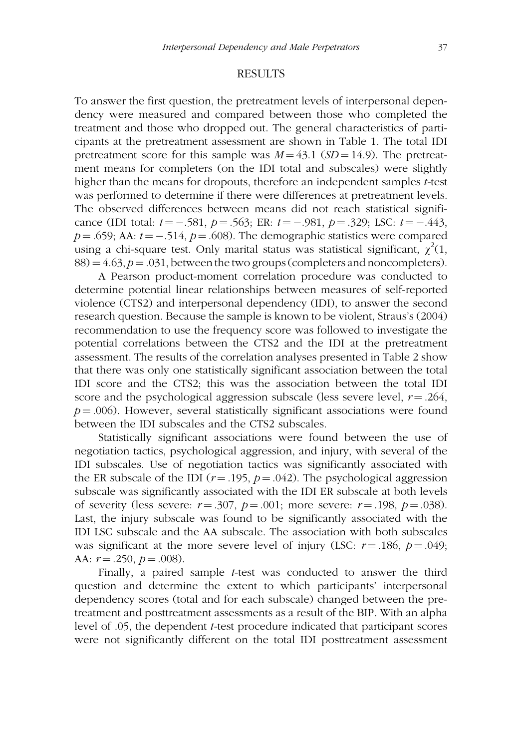## RESULTS

To answer the first question, the pretreatment levels of interpersonal dependency were measured and compared between those who completed the treatment and those who dropped out. The general characteristics of participants at the pretreatment assessment are shown in Table 1. The total IDI pretreatment score for this sample was $M = 43.1$ ($SD = 14.9$). The pretreatment means for completers (on the IDI total and subscales) were slightly higher than the means for dropouts, therefore an independent samples *t*-test was performed to determine if there were differences at pretreatment levels. The observed differences between means did not reach statistical significance (IDI total: $t = -.581$, $p = .563$; ER: $t = -.981$, $p = .329$; LSC: $t = -.443$, $p = .659$; AA: $t = -.514$, $p = .608$). The demographic statistics were compared using a chi-square test. Only marital status was statistical significant, $\chi^2(1, 88) = 4.63, p = .031$, between the two groups (completers and noncompleters).

A Pearson product-moment correlation procedure was conducted to determine potential linear relationships between measures of self-reported violence (CTS2) and interpersonal dependency (IDI), to answer the second research question. Because the sample is known to be violent, Straus's (2004) recommendation to use the frequency score was followed to investigate the potential correlations between the CTS2 and the IDI at the pretreatment assessment. The results of the correlation analyses presented in Table 2 show that there was only one statistically significant association between the total IDI score and the CTS2; this was the association between the total IDI score and the psychological aggression subscale (less severe level, $r = .264$, $p = .006$). However, several statistically significant associations were found between the IDI subscales and the CTS2 subscales.

Statistically significant associations were found between the use of negotiation tactics, psychological aggression, and injury, with several of the IDI subscales. Use of negotiation tactics was significantly associated with the ER subscale of the IDI ($r = .195$, $p = .042$). The psychological aggression subscale was significantly associated with the IDI ER subscale at both levels of severity (less severe: $r = .307$, $p = .001$; more severe: $r = .198$, $p = .038$). Last, the injury subscale was found to be significantly associated with the IDI LSC subscale and the AA subscale. The association with both subscales was significant at the more severe level of injury (LSC: $r = .186$, $p = .049$; AA: $r = .250$, $p = .008$).

Finally, a paired sample *t*-test was conducted to answer the third question and determine the extent to which participants' interpersonal dependency scores (total and for each subscale) changed between the pretreatment and posttreatment assessments as a result of the BIP. With an alpha level of .05, the dependent *t*-test procedure indicated that participant scores were not significantly different on the total IDI posttreatment assessment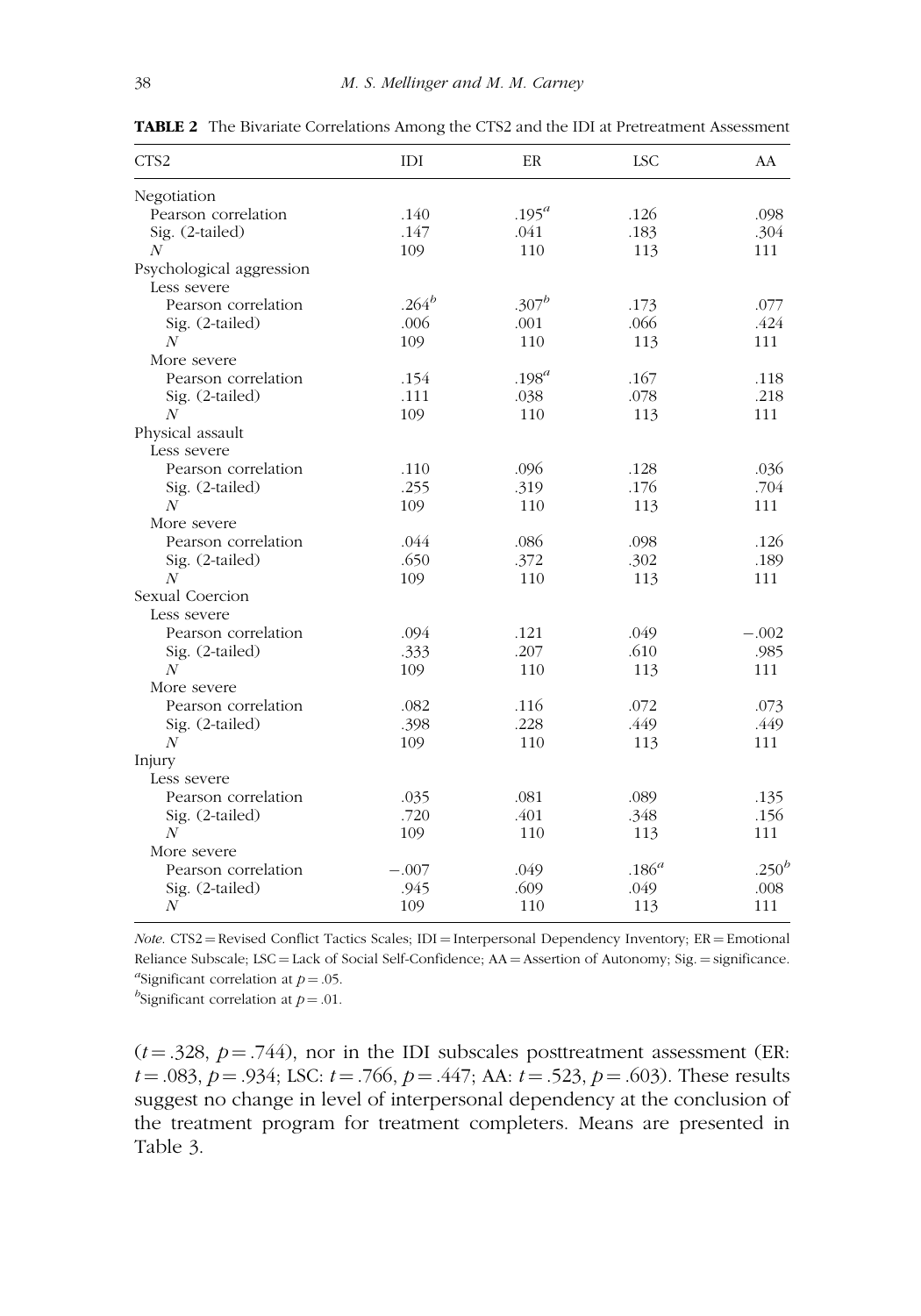**TABLE 2** The Bivariate Correlations Among the CTS2 and the IDI at Pretreatment Assessment

| CTS2 | IDI | ER | LSC | AA |
|---|---|---|---|---|
| Negotiation | | | | |
| Pearson correlation | .140 | .195[a] | .126 | .098 |
| Sig. (2-tailed) | .147 | .041 | .183 | .304 |
| *N* | 109 | 110 | 113 | 111 |
| Psychological aggression | | | | |
| Less severe | | | | |
| Pearson correlation | .264[b] | .307[b] | .173 | .077 |
| Sig. (2-tailed) | .006 | .001 | .066 | .424 |
| *N* | 109 | 110 | 113 | 111 |
| More severe | | | | |
| Pearson correlation | .154 | .198[a] | .167 | .118 |
| Sig. (2-tailed) | .111 | .038 | .078 | .218 |
| *N* | 109 | 110 | 113 | 111 |
| Physical assault | | | | |
| Less severe | | | | |
| Pearson correlation | .110 | .096 | .128 | .036 |
| Sig. (2-tailed) | .255 | .319 | .176 | .704 |
| *N* | 109 | 110 | 113 | 111 |
| More severe | | | | |
| Pearson correlation | .044 | .086 | .098 | .126 |
| Sig. (2-tailed) | .650 | .372 | .302 | .189 |
| *N* | 109 | 110 | 113 | 111 |
| Sexual Coercion | | | | |
| Less severe | | | | |
| Pearson correlation | .094 | .121 | .049 | −.002 |
| Sig. (2-tailed) | .333 | .207 | .610 | .985 |
| *N* | 109 | 110 | 113 | 111 |
| More severe | | | | |
| Pearson correlation | .082 | .116 | .072 | .073 |
| Sig. (2-tailed) | .398 | .228 | .449 | .449 |
| *N* | 109 | 110 | 113 | 111 |
| Injury | | | | |
| Less severe | | | | |
| Pearson correlation | .035 | .081 | .089 | .135 |
| Sig. (2-tailed) | .720 | .401 | .348 | .156 |
| *N* | 109 | 110 | 113 | 111 |
| More severe | | | | |
| Pearson correlation | −.007 | .049 | .186[a] | .250[b] |
| Sig. (2-tailed) | .945 | .609 | .049 | .008 |
| *N* | 109 | 110 | 113 | 111 |

*Note.* CTS2 = Revised Conflict Tactics Scales; IDI = Interpersonal Dependency Inventory; ER = Emotional Reliance Subscale; LSC = Lack of Social Self-Confidence; AA = Assertion of Autonomy; Sig. = significance.
[a]Significant correlation at $p = .05$.
[b]Significant correlation at $p = .01$.

($t = .328$, $p = .744$), nor in the IDI subscales posttreatment assessment (ER: $t = .083$, $p = .934$; LSC: $t = .766$, $p = .447$; AA: $t = .523$, $p = .603$). These results suggest no change in level of interpersonal dependency at the conclusion of the treatment program for treatment completers. Means are presented in Table 3.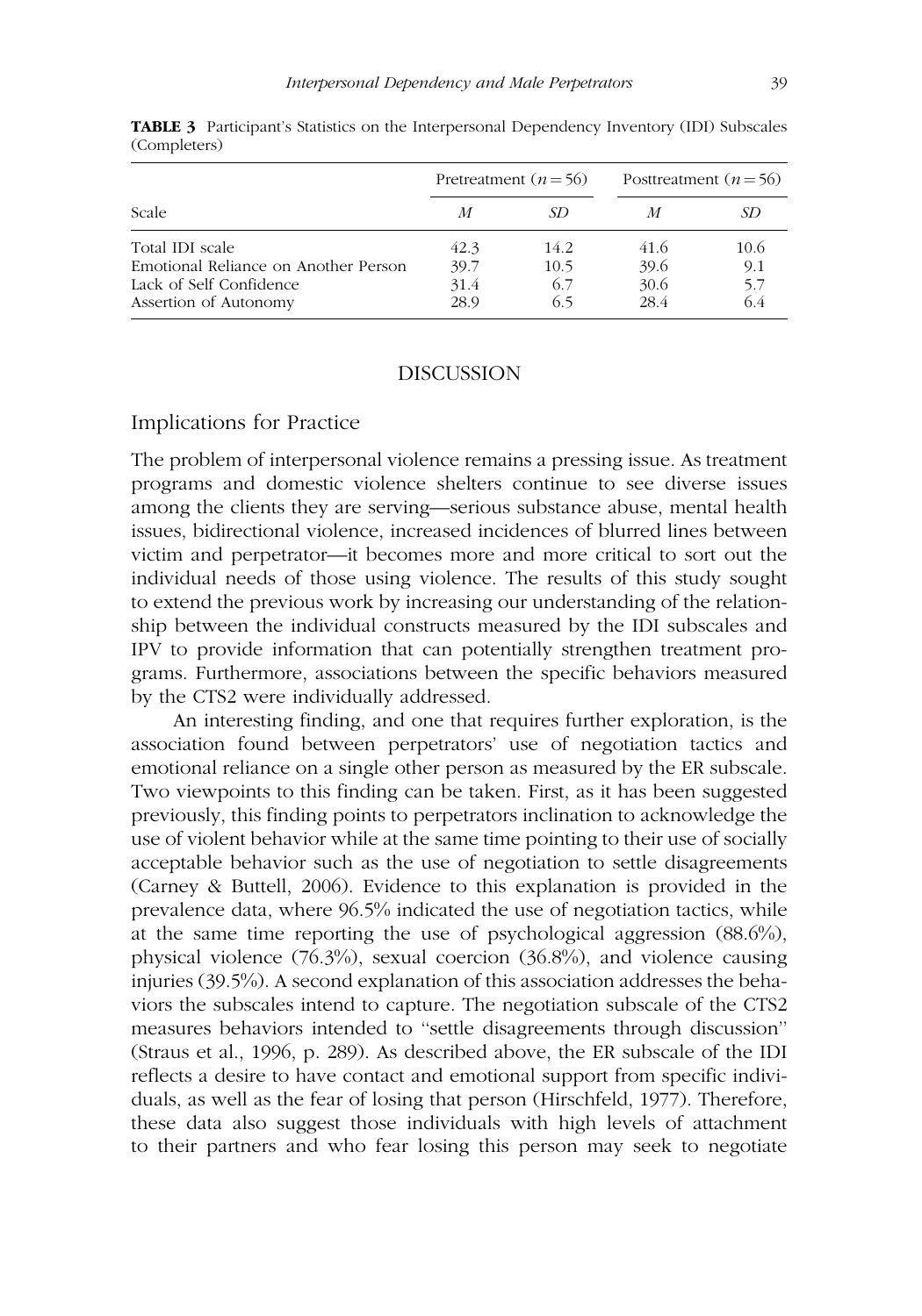**TABLE 3** Participant's Statistics on the Interpersonal Dependency Inventory (IDI) Subscales (Completers)

| Scale | Pretreatment ($n = 56$) | | Posttreatment ($n = 56$) | |
|---|---|---|---|---|
| | *M* | *SD* | *M* | *SD* |
| Total IDI scale | 42.3 | 14.2 | 41.6 | 10.6 |
| Emotional Reliance on Another Person | 39.7 | 10.5 | 39.6 | 9.1 |
| Lack of Self Confidence | 31.4 | 6.7 | 30.6 | 5.7 |
| Assertion of Autonomy | 28.9 | 6.5 | 28.4 | 6.4 |

# DISCUSSION

## Implications for Practice

The problem of interpersonal violence remains a pressing issue. As treatment programs and domestic violence shelters continue to see diverse issues among the clients they are serving—serious substance abuse, mental health issues, bidirectional violence, increased incidences of blurred lines between victim and perpetrator—it becomes more and more critical to sort out the individual needs of those using violence. The results of this study sought to extend the previous work by increasing our understanding of the relationship between the individual constructs measured by the IDI subscales and IPV to provide information that can potentially strengthen treatment programs. Furthermore, associations between the specific behaviors measured by the CTS2 were individually addressed.

An interesting finding, and one that requires further exploration, is the association found between perpetrators' use of negotiation tactics and emotional reliance on a single other person as measured by the ER subscale. Two viewpoints to this finding can be taken. First, as it has been suggested previously, this finding points to perpetrators inclination to acknowledge the use of violent behavior while at the same time pointing to their use of socially acceptable behavior such as the use of negotiation to settle disagreements (Carney & Buttell, 2006). Evidence to this explanation is provided in the prevalence data, where 96.5% indicated the use of negotiation tactics, while at the same time reporting the use of psychological aggression (88.6%), physical violence (76.3%), sexual coercion (36.8%), and violence causing injuries (39.5%). A second explanation of this association addresses the behaviors the subscales intend to capture. The negotiation subscale of the CTS2 measures behaviors intended to "settle disagreements through discussion" (Straus et al., 1996, p. 289). As described above, the ER subscale of the IDI reflects a desire to have contact and emotional support from specific individuals, as well as the fear of losing that person (Hirschfeld, 1977). Therefore, these data also suggest those individuals with high levels of attachment to their partners and who fear losing this person may seek to negotiate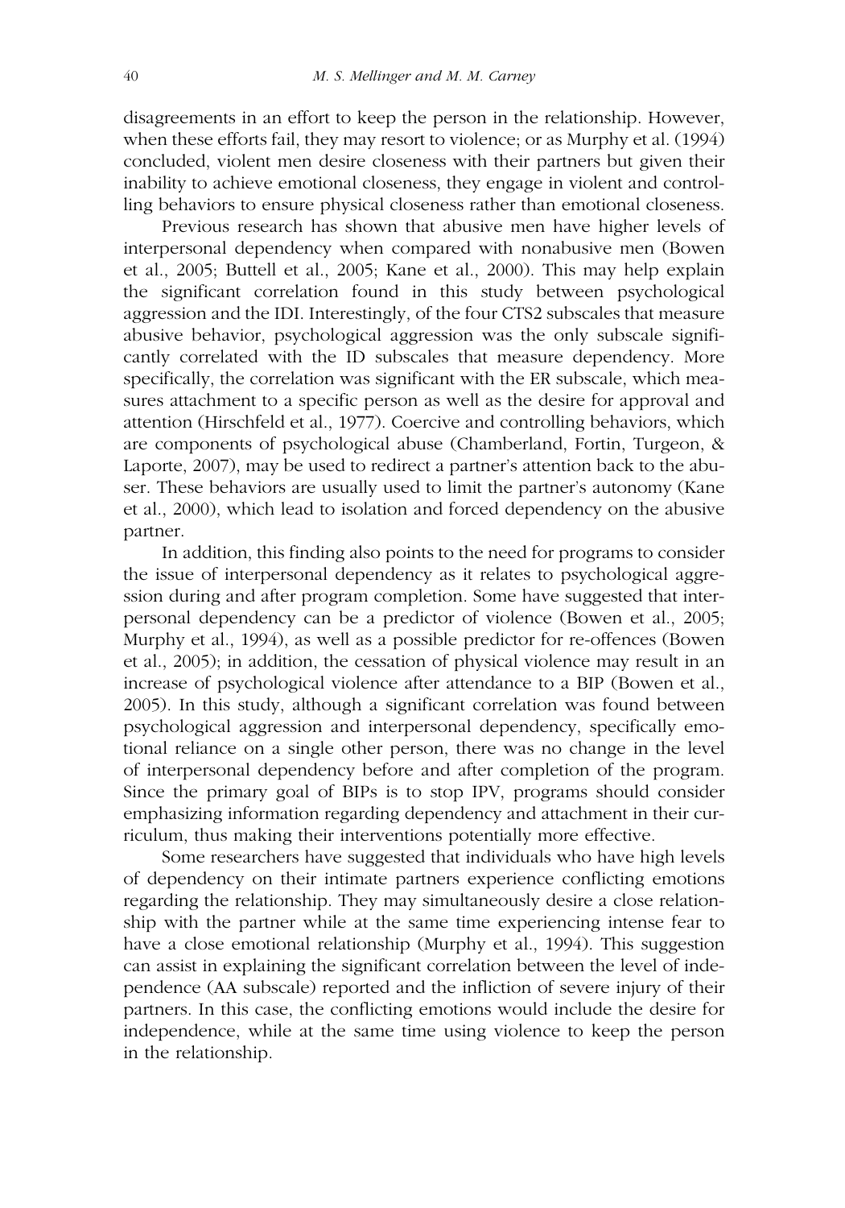disagreements in an effort to keep the person in the relationship. However, when these efforts fail, they may resort to violence; or as Murphy et al. (1994) concluded, violent men desire closeness with their partners but given their inability to achieve emotional closeness, they engage in violent and controlling behaviors to ensure physical closeness rather than emotional closeness.

Previous research has shown that abusive men have higher levels of interpersonal dependency when compared with nonabusive men (Bowen et al., 2005; Buttell et al., 2005; Kane et al., 2000). This may help explain the significant correlation found in this study between psychological aggression and the IDI. Interestingly, of the four CTS2 subscales that measure abusive behavior, psychological aggression was the only subscale significantly correlated with the ID subscales that measure dependency. More specifically, the correlation was significant with the ER subscale, which measures attachment to a specific person as well as the desire for approval and attention (Hirschfeld et al., 1977). Coercive and controlling behaviors, which are components of psychological abuse (Chamberland, Fortin, Turgeon, & Laporte, 2007), may be used to redirect a partner's attention back to the abuser. These behaviors are usually used to limit the partner's autonomy (Kane et al., 2000), which lead to isolation and forced dependency on the abusive partner.

In addition, this finding also points to the need for programs to consider the issue of interpersonal dependency as it relates to psychological aggression during and after program completion. Some have suggested that interpersonal dependency can be a predictor of violence (Bowen et al., 2005; Murphy et al., 1994), as well as a possible predictor for re-offences (Bowen et al., 2005); in addition, the cessation of physical violence may result in an increase of psychological violence after attendance to a BIP (Bowen et al., 2005). In this study, although a significant correlation was found between psychological aggression and interpersonal dependency, specifically emotional reliance on a single other person, there was no change in the level of interpersonal dependency before and after completion of the program. Since the primary goal of BIPs is to stop IPV, programs should consider emphasizing information regarding dependency and attachment in their curriculum, thus making their interventions potentially more effective.

Some researchers have suggested that individuals who have high levels of dependency on their intimate partners experience conflicting emotions regarding the relationship. They may simultaneously desire a close relationship with the partner while at the same time experiencing intense fear to have a close emotional relationship (Murphy et al., 1994). This suggestion can assist in explaining the significant correlation between the level of independence (AA subscale) reported and the infliction of severe injury of their partners. In this case, the conflicting emotions would include the desire for independence, while at the same time using violence to keep the person in the relationship.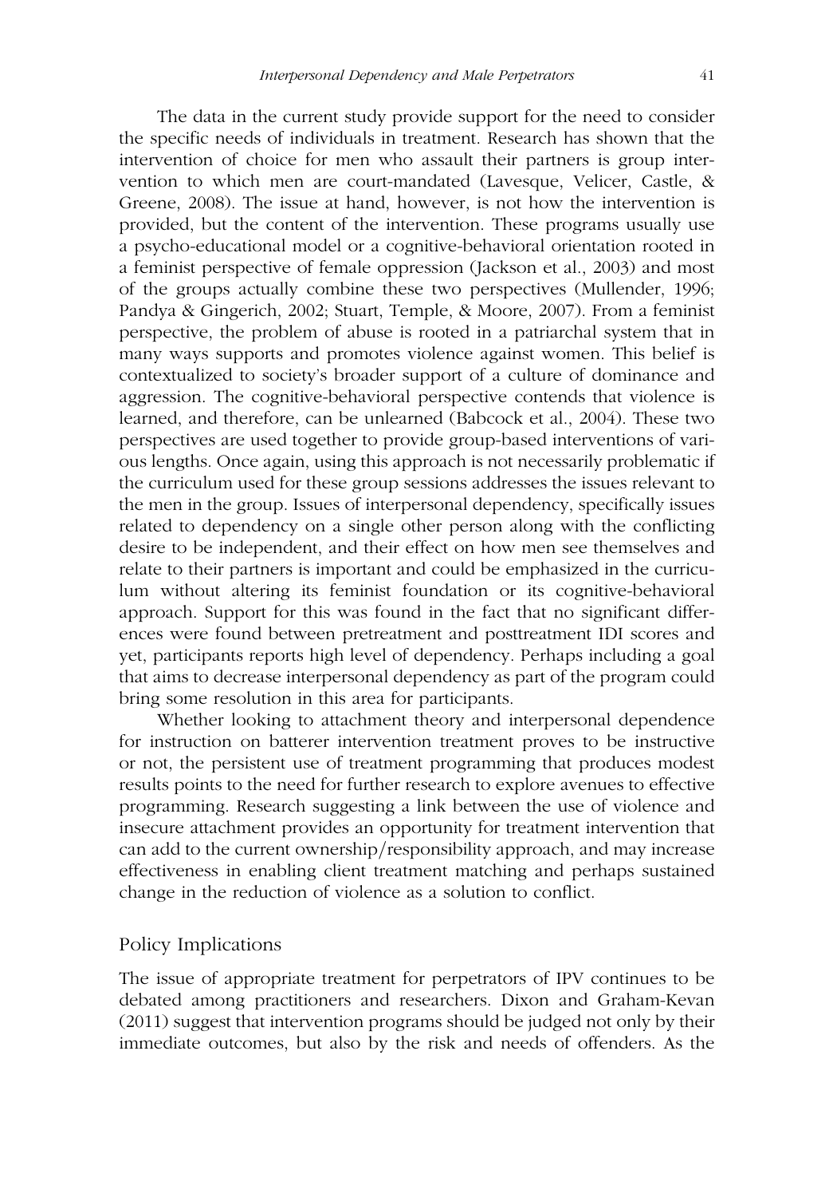The data in the current study provide support for the need to consider the specific needs of individuals in treatment. Research has shown that the intervention of choice for men who assault their partners is group intervention to which men are court-mandated (Lavesque, Velicer, Castle, & Greene, 2008). The issue at hand, however, is not how the intervention is provided, but the content of the intervention. These programs usually use a psycho-educational model or a cognitive-behavioral orientation rooted in a feminist perspective of female oppression (Jackson et al., 2003) and most of the groups actually combine these two perspectives (Mullender, 1996; Pandya & Gingerich, 2002; Stuart, Temple, & Moore, 2007). From a feminist perspective, the problem of abuse is rooted in a patriarchal system that in many ways supports and promotes violence against women. This belief is contextualized to society's broader support of a culture of dominance and aggression. The cognitive-behavioral perspective contends that violence is learned, and therefore, can be unlearned (Babcock et al., 2004). These two perspectives are used together to provide group-based interventions of various lengths. Once again, using this approach is not necessarily problematic if the curriculum used for these group sessions addresses the issues relevant to the men in the group. Issues of interpersonal dependency, specifically issues related to dependency on a single other person along with the conflicting desire to be independent, and their effect on how men see themselves and relate to their partners is important and could be emphasized in the curriculum without altering its feminist foundation or its cognitive-behavioral approach. Support for this was found in the fact that no significant differences were found between pretreatment and posttreatment IDI scores and yet, participants reports high level of dependency. Perhaps including a goal that aims to decrease interpersonal dependency as part of the program could bring some resolution in this area for participants.

Whether looking to attachment theory and interpersonal dependence for instruction on batterer intervention treatment proves to be instructive or not, the persistent use of treatment programming that produces modest results points to the need for further research to explore avenues to effective programming. Research suggesting a link between the use of violence and insecure attachment provides an opportunity for treatment intervention that can add to the current ownership/responsibility approach, and may increase effectiveness in enabling client treatment matching and perhaps sustained change in the reduction of violence as a solution to conflict.

## Policy Implications

The issue of appropriate treatment for perpetrators of IPV continues to be debated among practitioners and researchers. Dixon and Graham-Kevan (2011) suggest that intervention programs should be judged not only by their immediate outcomes, but also by the risk and needs of offenders. As the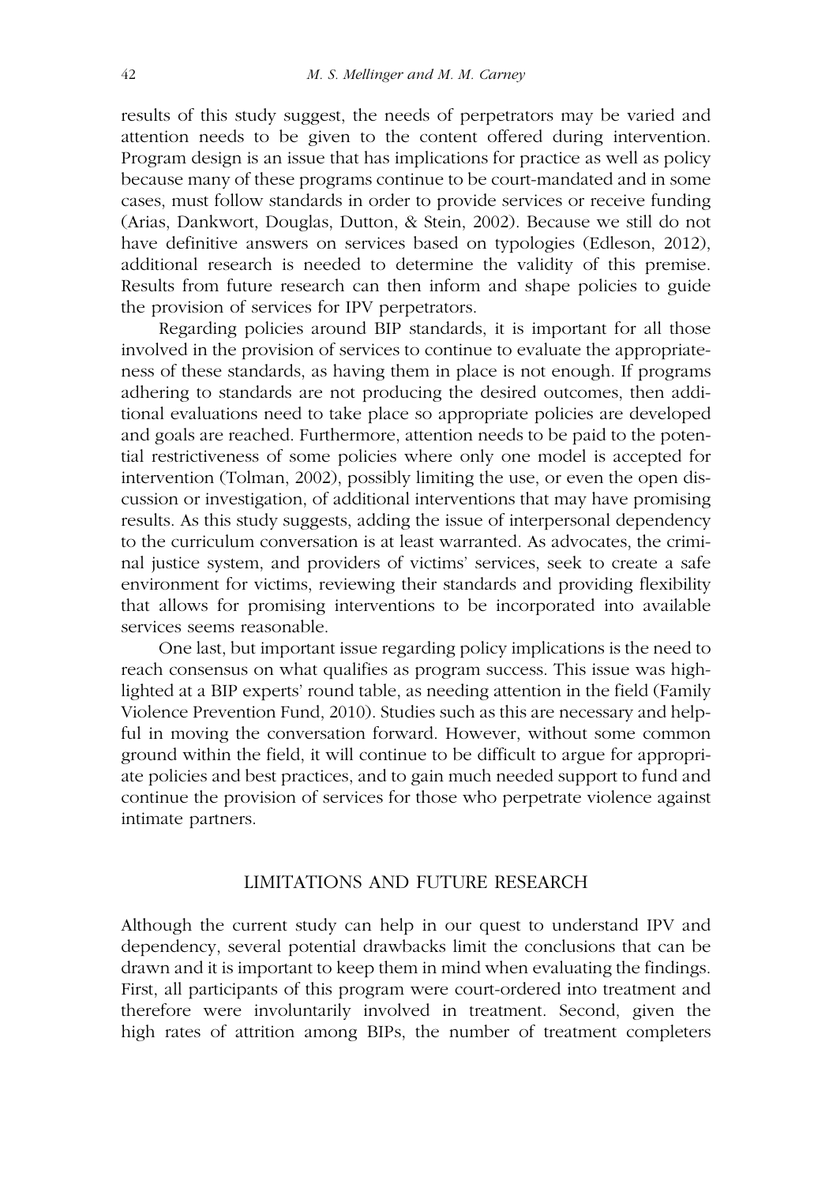results of this study suggest, the needs of perpetrators may be varied and attention needs to be given to the content offered during intervention. Program design is an issue that has implications for practice as well as policy because many of these programs continue to be court-mandated and in some cases, must follow standards in order to provide services or receive funding (Arias, Dankwort, Douglas, Dutton, & Stein, 2002). Because we still do not have definitive answers on services based on typologies (Edleson, 2012), additional research is needed to determine the validity of this premise. Results from future research can then inform and shape policies to guide the provision of services for IPV perpetrators.

Regarding policies around BIP standards, it is important for all those involved in the provision of services to continue to evaluate the appropriateness of these standards, as having them in place is not enough. If programs adhering to standards are not producing the desired outcomes, then additional evaluations need to take place so appropriate policies are developed and goals are reached. Furthermore, attention needs to be paid to the potential restrictiveness of some policies where only one model is accepted for intervention (Tolman, 2002), possibly limiting the use, or even the open discussion or investigation, of additional interventions that may have promising results. As this study suggests, adding the issue of interpersonal dependency to the curriculum conversation is at least warranted. As advocates, the criminal justice system, and providers of victims' services, seek to create a safe environment for victims, reviewing their standards and providing flexibility that allows for promising interventions to be incorporated into available services seems reasonable.

One last, but important issue regarding policy implications is the need to reach consensus on what qualifies as program success. This issue was highlighted at a BIP experts' round table, as needing attention in the field (Family Violence Prevention Fund, 2010). Studies such as this are necessary and helpful in moving the conversation forward. However, without some common ground within the field, it will continue to be difficult to argue for appropriate policies and best practices, and to gain much needed support to fund and continue the provision of services for those who perpetrate violence against intimate partners.

## LIMITATIONS AND FUTURE RESEARCH

Although the current study can help in our quest to understand IPV and dependency, several potential drawbacks limit the conclusions that can be drawn and it is important to keep them in mind when evaluating the findings. First, all participants of this program were court-ordered into treatment and therefore were involuntarily involved in treatment. Second, given the high rates of attrition among BIPs, the number of treatment completers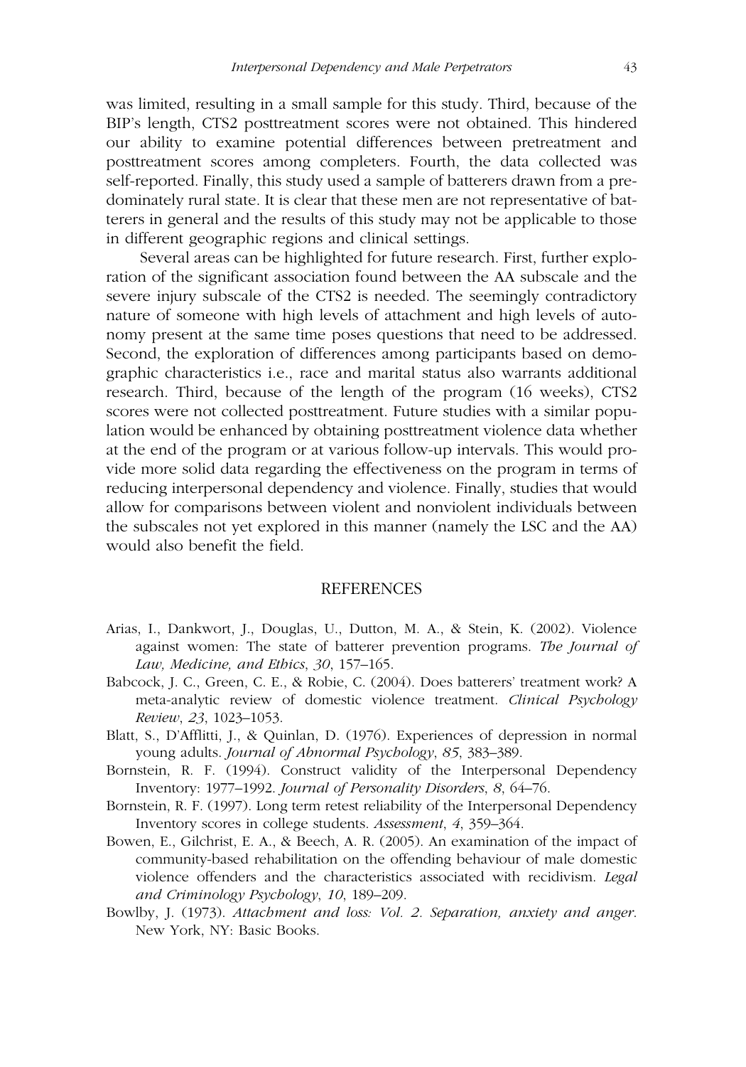was limited, resulting in a small sample for this study. Third, because of the BIP's length, CTS2 posttreatment scores were not obtained. This hindered our ability to examine potential differences between pretreatment and posttreatment scores among completers. Fourth, the data collected was self-reported. Finally, this study used a sample of batterers drawn from a predominately rural state. It is clear that these men are not representative of batterers in general and the results of this study may not be applicable to those in different geographic regions and clinical settings.

Several areas can be highlighted for future research. First, further exploration of the significant association found between the AA subscale and the severe injury subscale of the CTS2 is needed. The seemingly contradictory nature of someone with high levels of attachment and high levels of autonomy present at the same time poses questions that need to be addressed. Second, the exploration of differences among participants based on demographic characteristics i.e., race and marital status also warrants additional research. Third, because of the length of the program (16 weeks), CTS2 scores were not collected posttreatment. Future studies with a similar population would be enhanced by obtaining posttreatment violence data whether at the end of the program or at various follow-up intervals. This would provide more solid data regarding the effectiveness on the program in terms of reducing interpersonal dependency and violence. Finally, studies that would allow for comparisons between violent and nonviolent individuals between the subscales not yet explored in this manner (namely the LSC and the AA) would also benefit the field.

## REFERENCES

Arias, I., Dankwort, J., Douglas, U., Dutton, M. A., & Stein, K. (2002). Violence against women: The state of batterer prevention programs. *The Journal of Law, Medicine, and Ethics*, *30*, 157–165.

Babcock, J. C., Green, C. E., & Robie, C. (2004). Does batterers' treatment work? A meta-analytic review of domestic violence treatment. *Clinical Psychology Review*, *23*, 1023–1053.

Blatt, S., D'Afflitti, J., & Quinlan, D. (1976). Experiences of depression in normal young adults. *Journal of Abnormal Psychology*, *85*, 383–389.

Bornstein, R. F. (1994). Construct validity of the Interpersonal Dependency Inventory: 1977–1992. *Journal of Personality Disorders*, *8*, 64–76.

Bornstein, R. F. (1997). Long term retest reliability of the Interpersonal Dependency Inventory scores in college students. *Assessment*, *4*, 359–364.

Bowen, E., Gilchrist, E. A., & Beech, A. R. (2005). An examination of the impact of community-based rehabilitation on the offending behaviour of male domestic violence offenders and the characteristics associated with recidivism. *Legal and Criminology Psychology*, *10*, 189–209.

Bowlby, J. (1973). *Attachment and loss: Vol. 2. Separation, anxiety and anger*. New York, NY: Basic Books.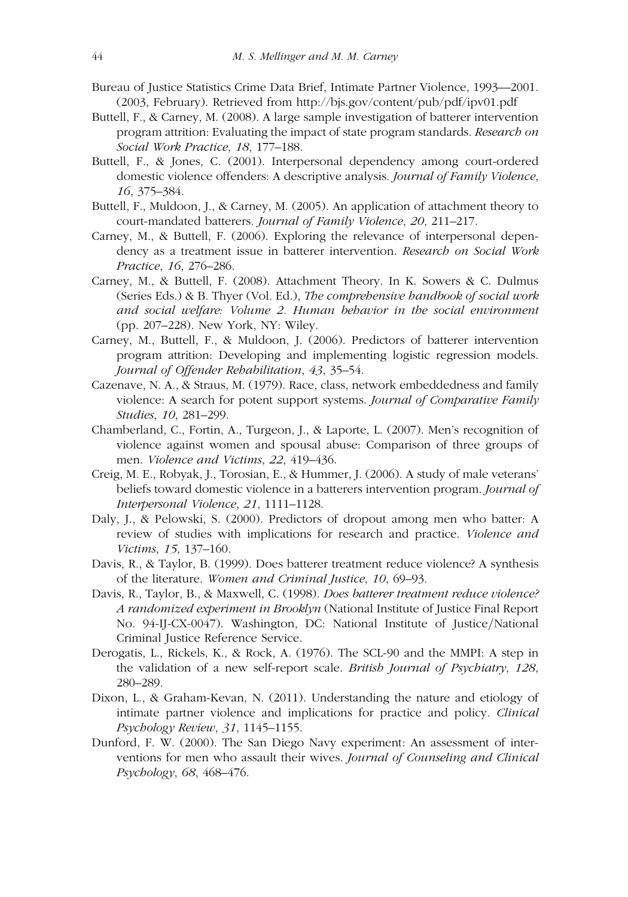Bureau of Justice Statistics Crime Data Brief, Intimate Partner Violence, 1993—2001. (2003, February). Retrieved from http://bjs.gov/content/pub/pdf/ipv01.pdf

Buttell, F., & Carney, M. (2008). A large sample investigation of batterer intervention program attrition: Evaluating the impact of state program standards. *Research on Social Work Practice*, *18*, 177–188.

Buttell, F., & Jones, C. (2001). Interpersonal dependency among court-ordered domestic violence offenders: A descriptive analysis. *Journal of Family Violence*, *16*, 375–384.

Buttell, F., Muldoon, J., & Carney, M. (2005). An application of attachment theory to court-mandated batterers. *Journal of Family Violence*, *20*, 211–217.

Carney, M., & Buttell, F. (2006). Exploring the relevance of interpersonal dependency as a treatment issue in batterer intervention. *Research on Social Work Practice*, *16*, 276–286.

Carney, M., & Buttell, F. (2008). Attachment Theory. In K. Sowers & C. Dulmus (Series Eds.) & B. Thyer (Vol. Ed.), *The comprehensive handbook of social work and social welfare: Volume 2. Human behavior in the social environment* (pp. 207–228). New York, NY: Wiley.

Carney, M., Buttell, F., & Muldoon, J. (2006). Predictors of batterer intervention program attrition: Developing and implementing logistic regression models. *Journal of Offender Rehabilitation*, *43*, 35–54.

Cazenave, N. A., & Straus, M. (1979). Race, class, network embeddedness and family violence: A search for potent support systems. *Journal of Comparative Family Studies*, *10*, 281–299.

Chamberland, C., Fortin, A., Turgeon, J., & Laporte, L. (2007). Men's recognition of violence against women and spousal abuse: Comparison of three groups of men. *Violence and Victims*, *22*, 419–436.

Creig, M. E., Robyak, J., Torosian, E., & Hummer, J. (2006). A study of male veterans' beliefs toward domestic violence in a batterers intervention program. *Journal of Interpersonal Violence*, *21*, 1111–1128.

Daly, J., & Pelowski, S. (2000). Predictors of dropout among men who batter: A review of studies with implications for research and practice. *Violence and Victims*, *15*, 137–160.

Davis, R., & Taylor, B. (1999). Does batterer treatment reduce violence? A synthesis of the literature. *Women and Criminal Justice*, *10*, 69–93.

Davis, R., Taylor, B., & Maxwell, C. (1998). *Does batterer treatment reduce violence? A randomized experiment in Brooklyn* (National Institute of Justice Final Report No. 94-IJ-CX-0047). Washington, DC: National Institute of Justice/National Criminal Justice Reference Service.

Derogatis, L., Rickels, K., & Rock, A. (1976). The SCL-90 and the MMPI: A step in the validation of a new self-report scale. *British Journal of Psychiatry*, *128*, 280–289.

Dixon, L., & Graham-Kevan, N. (2011). Understanding the nature and etiology of intimate partner violence and implications for practice and policy. *Clinical Psychology Review*, *31*, 1145–1155.

Dunford, F. W. (2000). The San Diego Navy experiment: An assessment of interventions for men who assault their wives. *Journal of Counseling and Clinical Psychology*, *68*, 468–476.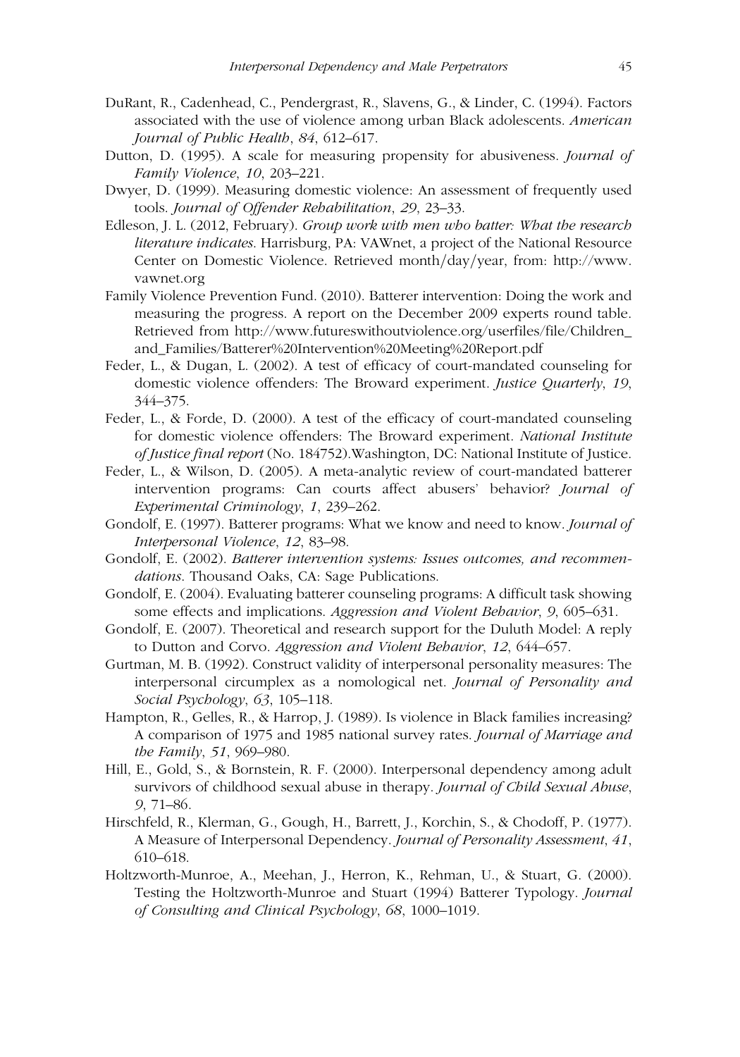DuRant, R., Cadenhead, C., Pendergrast, R., Slavens, G., & Linder, C. (1994). Factors associated with the use of violence among urban Black adolescents. *American Journal of Public Health*, *84*, 612–617.

Dutton, D. (1995). A scale for measuring propensity for abusiveness. *Journal of Family Violence*, *10*, 203–221.

Dwyer, D. (1999). Measuring domestic violence: An assessment of frequently used tools. *Journal of Offender Rehabilitation*, *29*, 23–33.

Edleson, J. L. (2012, February). *Group work with men who batter: What the research literature indicates*. Harrisburg, PA: VAWnet, a project of the National Resource Center on Domestic Violence. Retrieved month/day/year, from: http://www.vawnet.org

Family Violence Prevention Fund. (2010). Batterer intervention: Doing the work and measuring the progress. A report on the December 2009 experts round table. Retrieved from http://www.futureswithoutviolence.org/userfiles/file/Children_and_Families/Batterer%20Intervention%20Meeting%20Report.pdf

Feder, L., & Dugan, L. (2002). A test of efficacy of court-mandated counseling for domestic violence offenders: The Broward experiment. *Justice Quarterly*, *19*, 344–375.

Feder, L., & Forde, D. (2000). A test of the efficacy of court-mandated counseling for domestic violence offenders: The Broward experiment. *National Institute of Justice final report* (No. 184752).Washington, DC: National Institute of Justice.

Feder, L., & Wilson, D. (2005). A meta-analytic review of court-mandated batterer intervention programs: Can courts affect abusers' behavior? *Journal of Experimental Criminology*, *1*, 239–262.

Gondolf, E. (1997). Batterer programs: What we know and need to know. *Journal of Interpersonal Violence*, *12*, 83–98.

Gondolf, E. (2002). *Batterer intervention systems: Issues outcomes, and recommendations*. Thousand Oaks, CA: Sage Publications.

Gondolf, E. (2004). Evaluating batterer counseling programs: A difficult task showing some effects and implications. *Aggression and Violent Behavior*, *9*, 605–631.

Gondolf, E. (2007). Theoretical and research support for the Duluth Model: A reply to Dutton and Corvo. *Aggression and Violent Behavior*, *12*, 644–657.

Gurtman, M. B. (1992). Construct validity of interpersonal personality measures: The interpersonal circumplex as a nomological net. *Journal of Personality and Social Psychology*, *63*, 105–118.

Hampton, R., Gelles, R., & Harrop, J. (1989). Is violence in Black families increasing? A comparison of 1975 and 1985 national survey rates. *Journal of Marriage and the Family*, *51*, 969–980.

Hill, E., Gold, S., & Bornstein, R. F. (2000). Interpersonal dependency among adult survivors of childhood sexual abuse in therapy. *Journal of Child Sexual Abuse*, *9*, 71–86.

Hirschfeld, R., Klerman, G., Gough, H., Barrett, J., Korchin, S., & Chodoff, P. (1977). A Measure of Interpersonal Dependency. *Journal of Personality Assessment*, *41*, 610–618.

Holtzworth-Munroe, A., Meehan, J., Herron, K., Rehman, U., & Stuart, G. (2000). Testing the Holtzworth-Munroe and Stuart (1994) Batterer Typology. *Journal of Consulting and Clinical Psychology*, *68*, 1000–1019.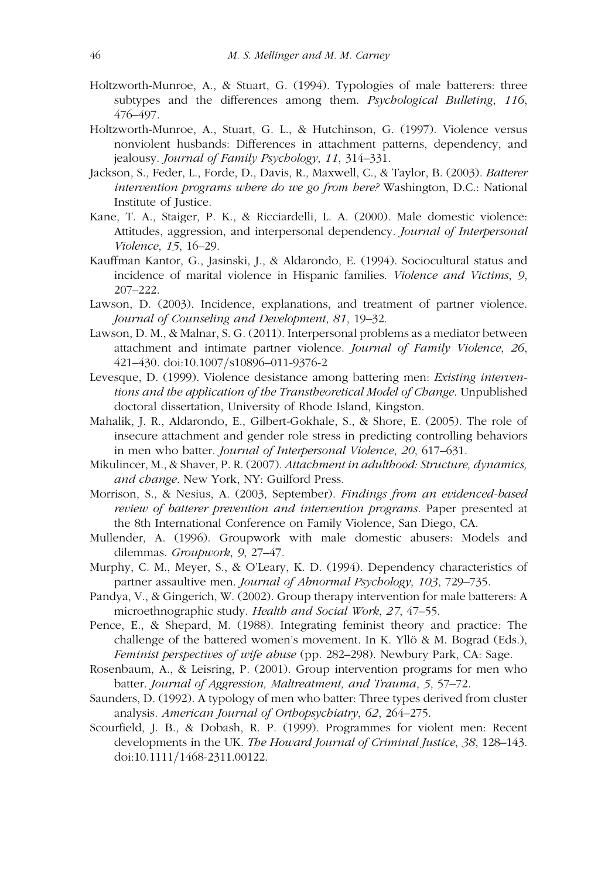Holtzworth-Munroe, A., & Stuart, G. (1994). Typologies of male batterers: three subtypes and the differences among them. *Psychological Bulleting*, *116*, 476–497.

Holtzworth-Munroe, A., Stuart, G. L., & Hutchinson, G. (1997). Violence versus nonviolent husbands: Differences in attachment patterns, dependency, and jealousy. *Journal of Family Psychology*, *11*, 314–331.

Jackson, S., Feder, L., Forde, D., Davis, R., Maxwell, C., & Taylor, B. (2003). *Batterer intervention programs where do we go from here?* Washington, D.C.: National Institute of Justice.

Kane, T. A., Staiger, P. K., & Ricciardelli, L. A. (2000). Male domestic violence: Attitudes, aggression, and interpersonal dependency. *Journal of Interpersonal Violence*, *15*, 16–29.

Kauffman Kantor, G., Jasinski, J., & Aldarondo, E. (1994). Sociocultural status and incidence of marital violence in Hispanic families. *Violence and Victims*, *9*, 207–222.

Lawson, D. (2003). Incidence, explanations, and treatment of partner violence. *Journal of Counseling and Development*, *81*, 19–32.

Lawson, D. M., & Malnar, S. G. (2011). Interpersonal problems as a mediator between attachment and intimate partner violence. *Journal of Family Violence*, *26*, 421–430. doi:10.1007/s10896–011-9376-2

Levesque, D. (1999). Violence desistance among battering men: *Existing interventions and the application of the Transtheoretical Model of Change*. Unpublished doctoral dissertation, University of Rhode Island, Kingston.

Mahalik, J. R., Aldarondo, E., Gilbert-Gokhale, S., & Shore, E. (2005). The role of insecure attachment and gender role stress in predicting controlling behaviors in men who batter. *Journal of Interpersonal Violence*, *20*, 617–631.

Mikulincer, M., & Shaver, P. R. (2007). *Attachment in adulthood: Structure, dynamics, and change*. New York, NY: Guilford Press.

Morrison, S., & Nesius, A. (2003, September). *Findings from an evidenced-based review of batterer prevention and intervention programs*. Paper presented at the 8th International Conference on Family Violence, San Diego, CA.

Mullender, A. (1996). Groupwork with male domestic abusers: Models and dilemmas. *Groupwork*, *9*, 27–47.

Murphy, C. M., Meyer, S., & O'Leary, K. D. (1994). Dependency characteristics of partner assaultive men. *Journal of Abnormal Psychology*, *103*, 729–735.

Pandya, V., & Gingerich, W. (2002). Group therapy intervention for male batterers: A microethnographic study. *Health and Social Work*, *27*, 47–55.

Pence, E., & Shepard, M. (1988). Integrating feminist theory and practice: The challenge of the battered women's movement. In K. Yllö & M. Bograd (Eds.), *Feminist perspectives of wife abuse* (pp. 282–298). Newbury Park, CA: Sage.

Rosenbaum, A., & Leisring, P. (2001). Group intervention programs for men who batter. *Journal of Aggression, Maltreatment, and Trauma*, *5*, 57–72.

Saunders, D. (1992). A typology of men who batter: Three types derived from cluster analysis. *American Journal of Orthopsychiatry*, *62*, 264–275.

Scourfield, J. B., & Dobash, R. P. (1999). Programmes for violent men: Recent developments in the UK. *The Howard Journal of Criminal Justice*, *38*, 128–143. doi:10.1111/1468-2311.00122.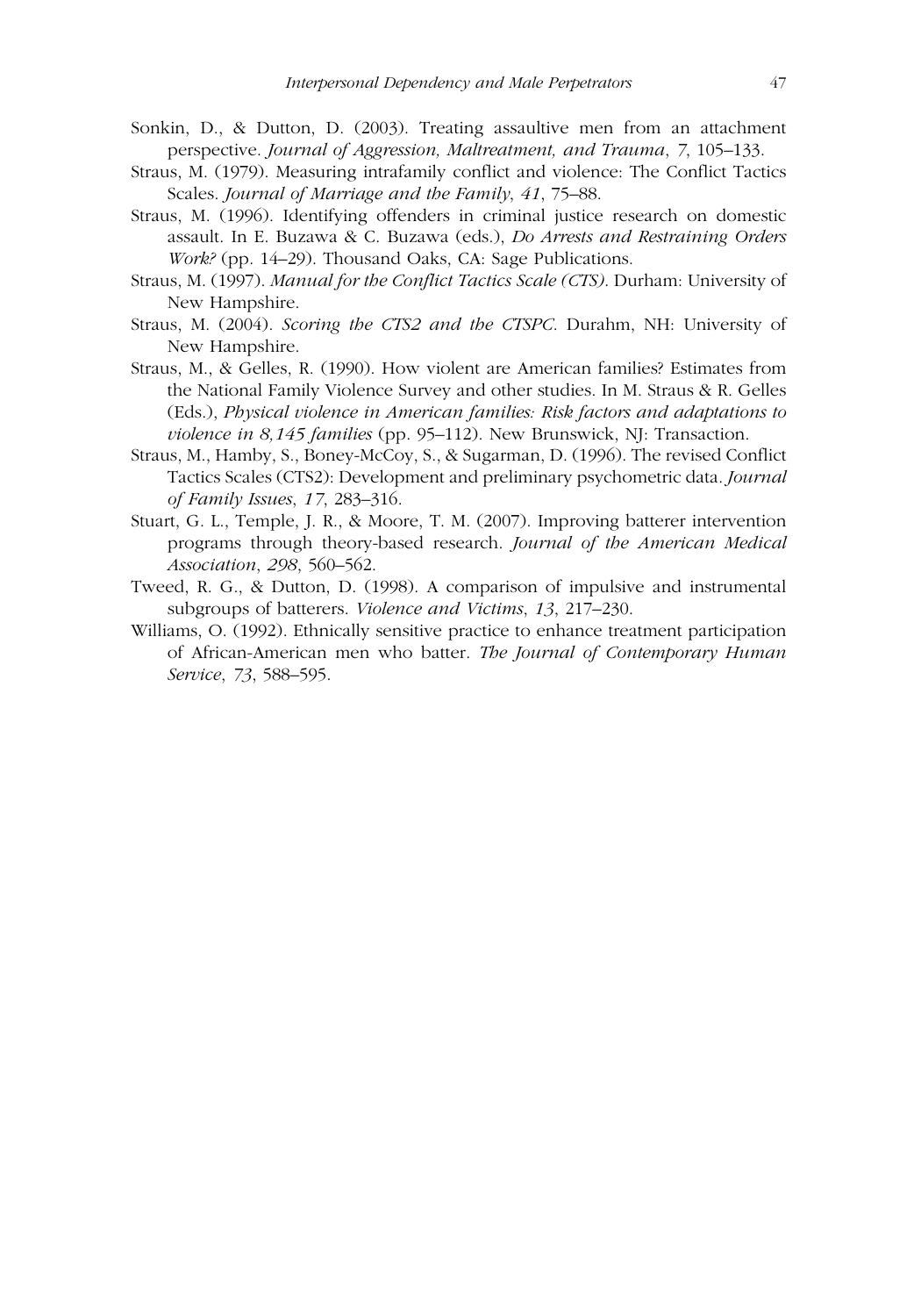Sonkin, D., & Dutton, D. (2003). Treating assaultive men from an attachment perspective. *Journal of Aggression, Maltreatment, and Trauma*, *7*, 105–133.

Straus, M. (1979). Measuring intrafamily conflict and violence: The Conflict Tactics Scales. *Journal of Marriage and the Family*, *41*, 75–88.

Straus, M. (1996). Identifying offenders in criminal justice research on domestic assault. In E. Buzawa & C. Buzawa (eds.), *Do Arrests and Restraining Orders Work?* (pp. 14–29). Thousand Oaks, CA: Sage Publications.

Straus, M. (1997). *Manual for the Conflict Tactics Scale (CTS)*. Durham: University of New Hampshire.

Straus, M. (2004). *Scoring the CTS2 and the CTSPC*. Durahm, NH: University of New Hampshire.

Straus, M., & Gelles, R. (1990). How violent are American families? Estimates from the National Family Violence Survey and other studies. In M. Straus & R. Gelles (Eds.), *Physical violence in American families: Risk factors and adaptations to violence in 8,145 families* (pp. 95–112). New Brunswick, NJ: Transaction.

Straus, M., Hamby, S., Boney-McCoy, S., & Sugarman, D. (1996). The revised Conflict Tactics Scales (CTS2): Development and preliminary psychometric data. *Journal of Family Issues*, *17*, 283–316.

Stuart, G. L., Temple, J. R., & Moore, T. M. (2007). Improving batterer intervention programs through theory-based research. *Journal of the American Medical Association*, *298*, 560–562.

Tweed, R. G., & Dutton, D. (1998). A comparison of impulsive and instrumental subgroups of batterers. *Violence and Victims*, *13*, 217–230.

Williams, O. (1992). Ethnically sensitive practice to enhance treatment participation of African-American men who batter. *The Journal of Contemporary Human Service*, *73*, 588–595.